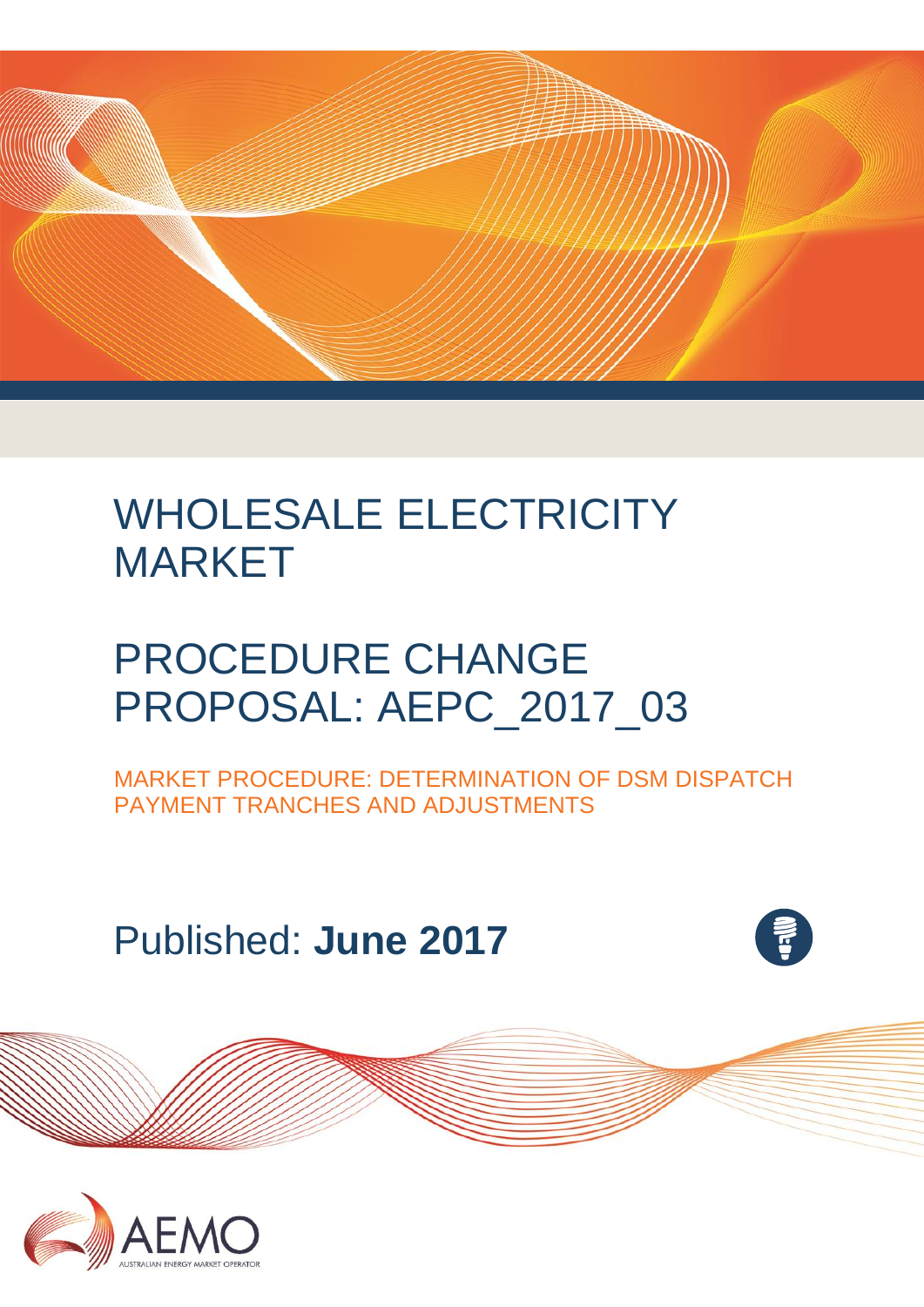# WHOLESALE ELECTRICITY MARKET

# PROCEDURE CHANGE PROPOSAL: AEPC_2017_03

MARKET PROCEDURE: DETERMINATION OF DSM DISPATCH PAYMENT TRANCHES AND ADJUSTMENTS

Published: **June 2017**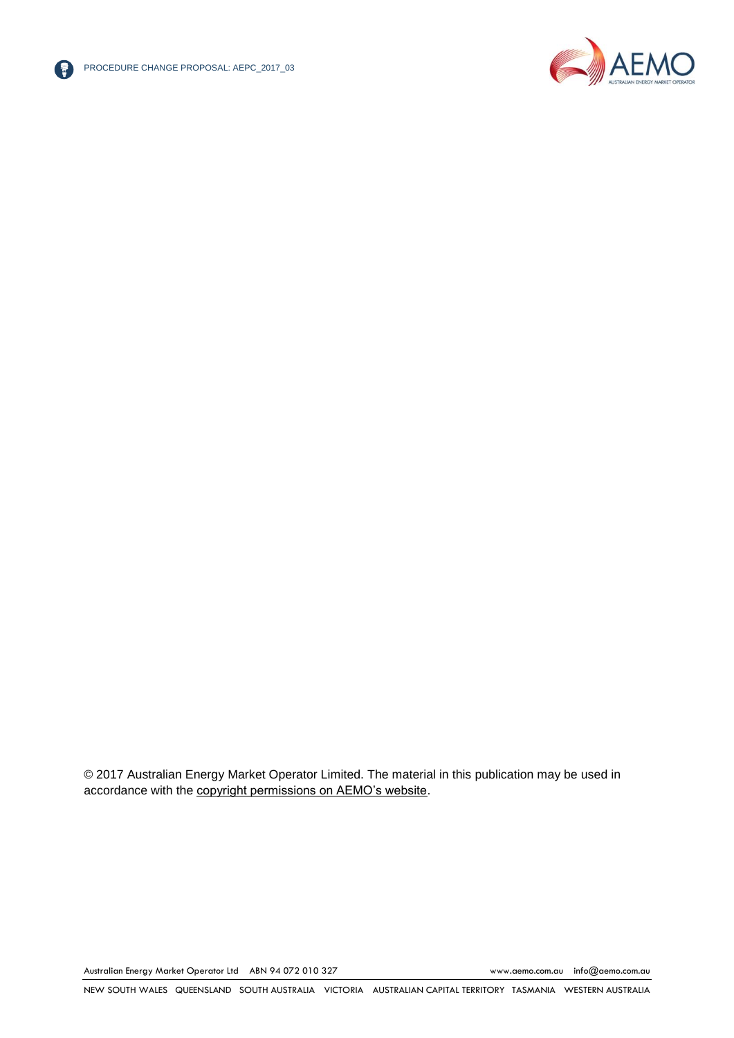© 2017 Australian Energy Market Operator Limited. The material in this publication may be used in accordance with the copyright permissions on AEMO's website.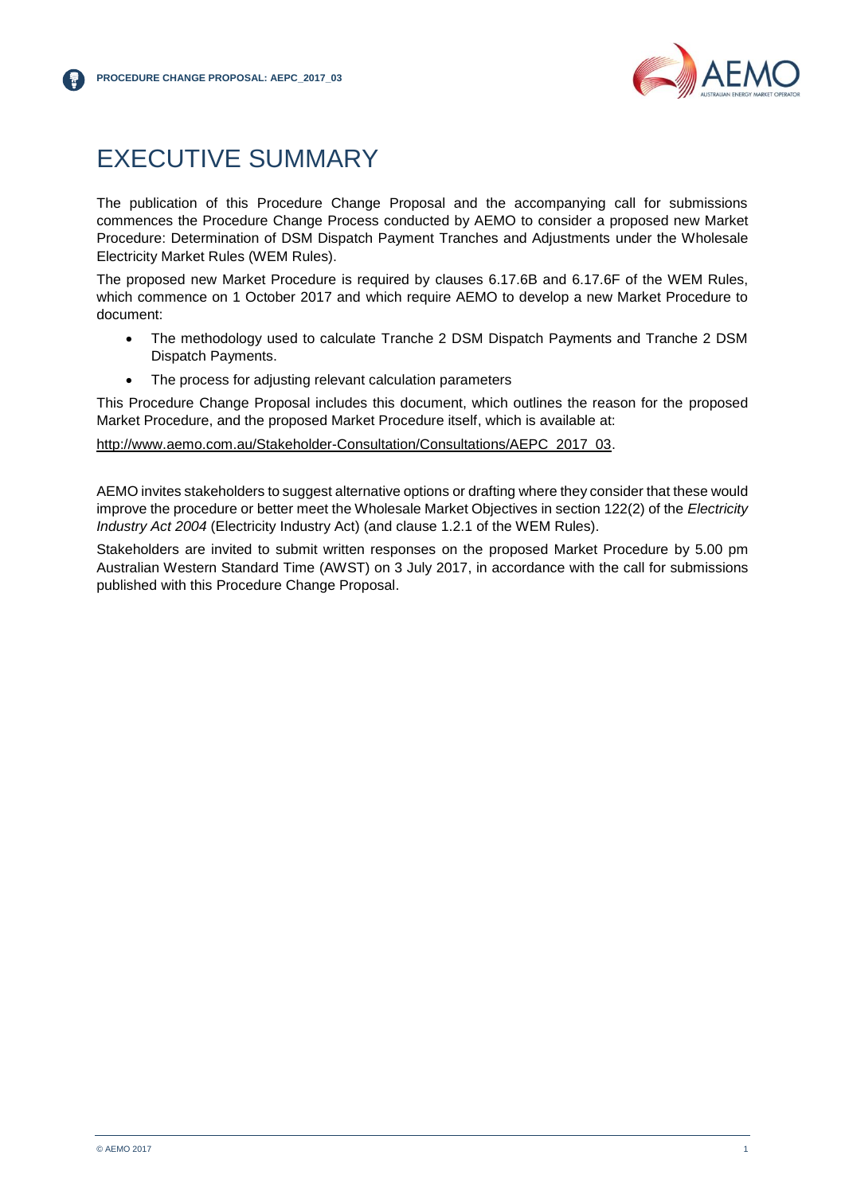# EXECUTIVE SUMMARY

The publication of this Procedure Change Proposal and the accompanying call for submissions commences the Procedure Change Process conducted by AEMO to consider a proposed new Market Procedure: Determination of DSM Dispatch Payment Tranches and Adjustments under the Wholesale Electricity Market Rules (WEM Rules).

The proposed new Market Procedure is required by clauses 6.17.6B and 6.17.6F of the WEM Rules, which commence on 1 October 2017 and which require AEMO to develop a new Market Procedure to document:

- The methodology used to calculate Tranche 2 DSM Dispatch Payments and Tranche 2 DSM Dispatch Payments.
- The process for adjusting relevant calculation parameters

This Procedure Change Proposal includes this document, which outlines the reason for the proposed Market Procedure, and the proposed Market Procedure itself, which is available at:

http://www.aemo.com.au/Stakeholder-Consultation/Consultations/AEPC_2017_03.

AEMO invites stakeholders to suggest alternative options or drafting where they consider that these would improve the procedure or better meet the Wholesale Market Objectives in section 122(2) of the *Electricity Industry Act 2004* (Electricity Industry Act) (and clause 1.2.1 of the WEM Rules).

Stakeholders are invited to submit written responses on the proposed Market Procedure by 5.00 pm Australian Western Standard Time (AWST) on 3 July 2017, in accordance with the call for submissions published with this Procedure Change Proposal.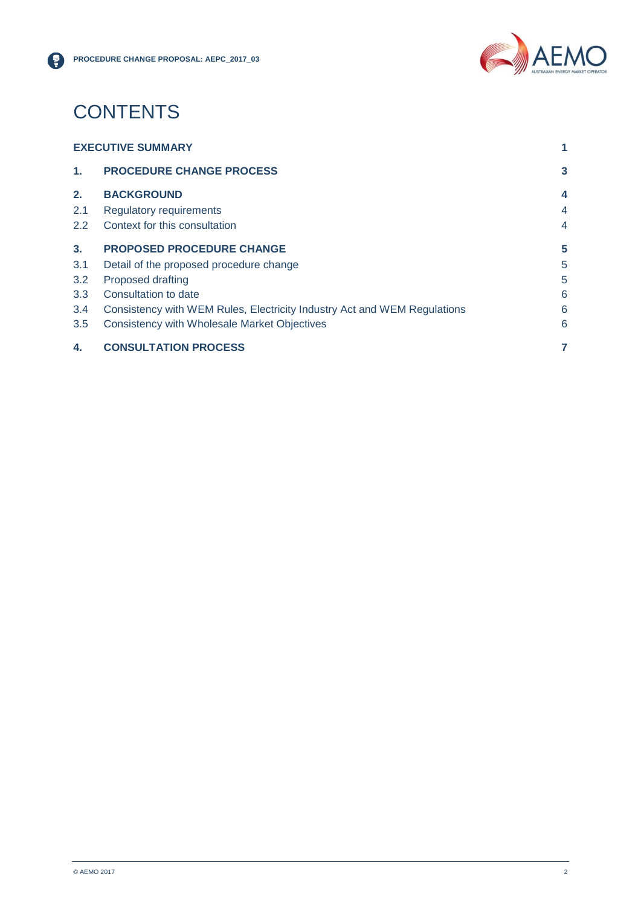# CONTENTS

| | | |
|---|---|---|
| **EXECUTIVE SUMMARY** | | **1** |
| **1.** | **PROCEDURE CHANGE PROCESS** | **3** |
| **2.** | **BACKGROUND** | **4** |
| 2.1 | Regulatory requirements | 4 |
| 2.2 | Context for this consultation | 4 |
| **3.** | **PROPOSED PROCEDURE CHANGE** | **5** |
| 3.1 | Detail of the proposed procedure change | 5 |
| 3.2 | Proposed drafting | 5 |
| 3.3 | Consultation to date | 6 |
| 3.4 | Consistency with WEM Rules, Electricity Industry Act and WEM Regulations | 6 |
| 3.5 | Consistency with Wholesale Market Objectives | 6 |
| **4.** | **CONSULTATION PROCESS** | **7** |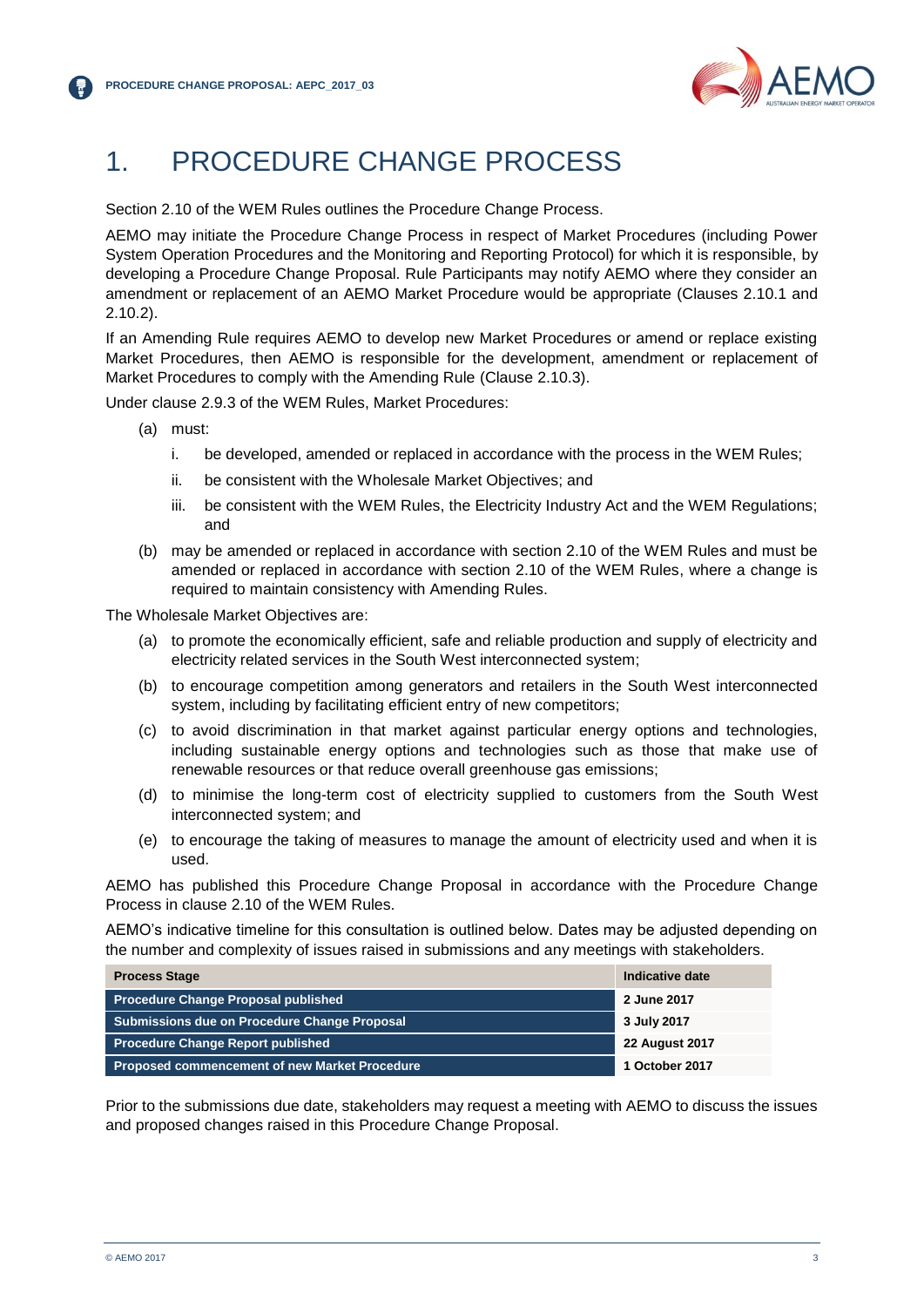# 1. PROCEDURE CHANGE PROCESS

Section 2.10 of the WEM Rules outlines the Procedure Change Process.

AEMO may initiate the Procedure Change Process in respect of Market Procedures (including Power System Operation Procedures and the Monitoring and Reporting Protocol) for which it is responsible, by developing a Procedure Change Proposal. Rule Participants may notify AEMO where they consider an amendment or replacement of an AEMO Market Procedure would be appropriate (Clauses 2.10.1 and 2.10.2).

If an Amending Rule requires AEMO to develop new Market Procedures or amend or replace existing Market Procedures, then AEMO is responsible for the development, amendment or replacement of Market Procedures to comply with the Amending Rule (Clause 2.10.3).

Under clause 2.9.3 of the WEM Rules, Market Procedures:

(a) must:

  i. be developed, amended or replaced in accordance with the process in the WEM Rules;

  ii. be consistent with the Wholesale Market Objectives; and

  iii. be consistent with the WEM Rules, the Electricity Industry Act and the WEM Regulations; and

(b) may be amended or replaced in accordance with section 2.10 of the WEM Rules and must be amended or replaced in accordance with section 2.10 of the WEM Rules, where a change is required to maintain consistency with Amending Rules.

The Wholesale Market Objectives are:

(a) to promote the economically efficient, safe and reliable production and supply of electricity and electricity related services in the South West interconnected system;

(b) to encourage competition among generators and retailers in the South West interconnected system, including by facilitating efficient entry of new competitors;

(c) to avoid discrimination in that market against particular energy options and technologies, including sustainable energy options and technologies such as those that make use of renewable resources or that reduce overall greenhouse gas emissions;

(d) to minimise the long-term cost of electricity supplied to customers from the South West interconnected system; and

(e) to encourage the taking of measures to manage the amount of electricity used and when it is used.

AEMO has published this Procedure Change Proposal in accordance with the Procedure Change Process in clause 2.10 of the WEM Rules.

AEMO's indicative timeline for this consultation is outlined below. Dates may be adjusted depending on the number and complexity of issues raised in submissions and any meetings with stakeholders.

| Process Stage | Indicative date |
|---|---|
| Procedure Change Proposal published | 2 June 2017 |
| Submissions due on Procedure Change Proposal | 3 July 2017 |
| Procedure Change Report published | 22 August 2017 |
| Proposed commencement of new Market Procedure | 1 October 2017 |

Prior to the submissions due date, stakeholders may request a meeting with AEMO to discuss the issues and proposed changes raised in this Procedure Change Proposal.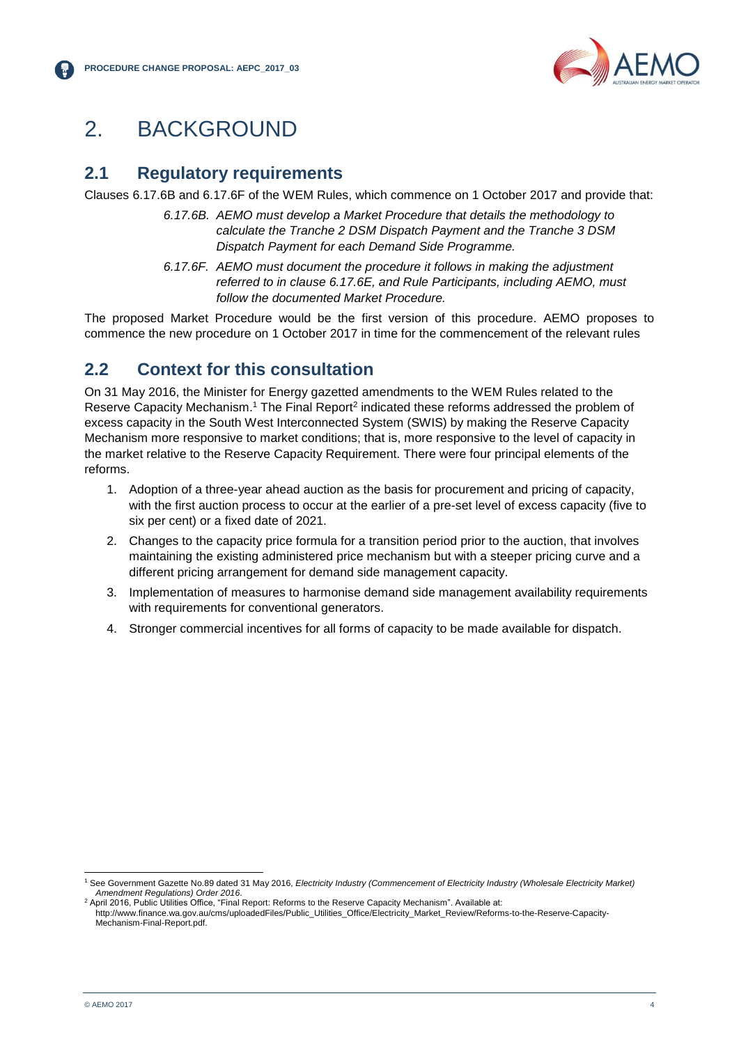# 2. BACKGROUND

## 2.1 Regulatory requirements

Clauses 6.17.6B and 6.17.6F of the WEM Rules, which commence on 1 October 2017 and provide that:

> *6.17.6B. AEMO must develop a Market Procedure that details the methodology to calculate the Tranche 2 DSM Dispatch Payment and the Tranche 3 DSM Dispatch Payment for each Demand Side Programme.*
>
> *6.17.6F. AEMO must document the procedure it follows in making the adjustment referred to in clause 6.17.6E, and Rule Participants, including AEMO, must follow the documented Market Procedure.*

The proposed Market Procedure would be the first version of this procedure. AEMO proposes to commence the new procedure on 1 October 2017 in time for the commencement of the relevant rules

## 2.2 Context for this consultation

On 31 May 2016, the Minister for Energy gazetted amendments to the WEM Rules related to the Reserve Capacity Mechanism.[1] The Final Report[2] indicated these reforms addressed the problem of excess capacity in the South West Interconnected System (SWIS) by making the Reserve Capacity Mechanism more responsive to market conditions; that is, more responsive to the level of capacity in the market relative to the Reserve Capacity Requirement. There were four principal elements of the reforms.

1. Adoption of a three-year ahead auction as the basis for procurement and pricing of capacity, with the first auction process to occur at the earlier of a pre-set level of excess capacity (five to six per cent) or a fixed date of 2021.
2. Changes to the capacity price formula for a transition period prior to the auction, that involves maintaining the existing administered price mechanism but with a steeper pricing curve and a different pricing arrangement for demand side management capacity.
3. Implementation of measures to harmonise demand side management availability requirements with requirements for conventional generators.
4. Stronger commercial incentives for all forms of capacity to be made available for dispatch.

---

[1] See Government Gazette No.89 dated 31 May 2016, *Electricity Industry (Commencement of Electricity Industry (Wholesale Electricity Market) Amendment Regulations) Order 2016*.

[2] April 2016, Public Utilities Office, "Final Report: Reforms to the Reserve Capacity Mechanism". Available at: http://www.finance.wa.gov.au/cms/uploadedFiles/Public_Utilities_Office/Electricity_Market_Review/Reforms-to-the-Reserve-Capacity-Mechanism-Final-Report.pdf.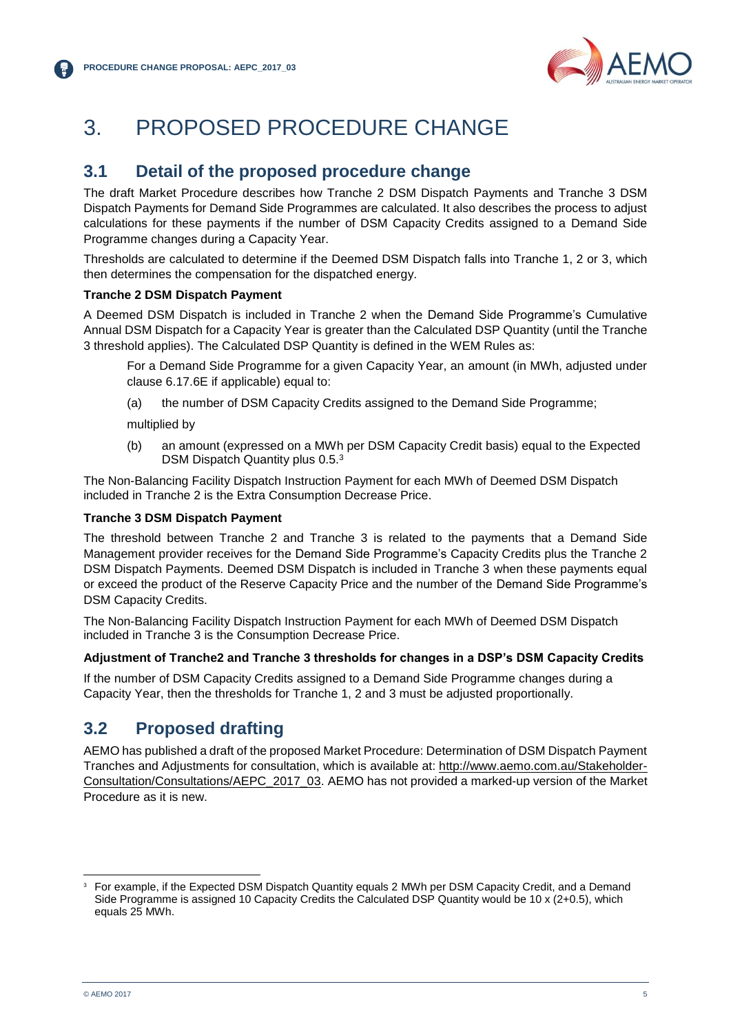# 3. PROPOSED PROCEDURE CHANGE

## 3.1 Detail of the proposed procedure change

The draft Market Procedure describes how Tranche 2 DSM Dispatch Payments and Tranche 3 DSM Dispatch Payments for Demand Side Programmes are calculated. It also describes the process to adjust calculations for these payments if the number of DSM Capacity Credits assigned to a Demand Side Programme changes during a Capacity Year.

Thresholds are calculated to determine if the Deemed DSM Dispatch falls into Tranche 1, 2 or 3, which then determines the compensation for the dispatched energy.

**Tranche 2 DSM Dispatch Payment**

A Deemed DSM Dispatch is included in Tranche 2 when the Demand Side Programme's Cumulative Annual DSM Dispatch for a Capacity Year is greater than the Calculated DSP Quantity (until the Tranche 3 threshold applies). The Calculated DSP Quantity is defined in the WEM Rules as:

> For a Demand Side Programme for a given Capacity Year, an amount (in MWh, adjusted under clause 6.17.6E if applicable) equal to:
>
> (a) the number of DSM Capacity Credits assigned to the Demand Side Programme;
>
> multiplied by
>
> (b) an amount (expressed on a MWh per DSM Capacity Credit basis) equal to the Expected DSM Dispatch Quantity plus 0.5.[3]

The Non-Balancing Facility Dispatch Instruction Payment for each MWh of Deemed DSM Dispatch included in Tranche 2 is the Extra Consumption Decrease Price.

**Tranche 3 DSM Dispatch Payment**

The threshold between Tranche 2 and Tranche 3 is related to the payments that a Demand Side Management provider receives for the Demand Side Programme's Capacity Credits plus the Tranche 2 DSM Dispatch Payments. Deemed DSM Dispatch is included in Tranche 3 when these payments equal or exceed the product of the Reserve Capacity Price and the number of the Demand Side Programme's DSM Capacity Credits.

The Non-Balancing Facility Dispatch Instruction Payment for each MWh of Deemed DSM Dispatch included in Tranche 3 is the Consumption Decrease Price.

**Adjustment of Tranche2 and Tranche 3 thresholds for changes in a DSP's DSM Capacity Credits**

If the number of DSM Capacity Credits assigned to a Demand Side Programme changes during a Capacity Year, then the thresholds for Tranche 1, 2 and 3 must be adjusted proportionally.

## 3.2 Proposed drafting

AEMO has published a draft of the proposed Market Procedure: Determination of DSM Dispatch Payment Tranches and Adjustments for consultation, which is available at: http://www.aemo.com.au/Stakeholder-Consultation/Consultations/AEPC_2017_03. AEMO has not provided a marked-up version of the Market Procedure as it is new.

---

[3] For example, if the Expected DSM Dispatch Quantity equals 2 MWh per DSM Capacity Credit, and a Demand Side Programme is assigned 10 Capacity Credits the Calculated DSP Quantity would be 10 x (2+0.5), which equals 25 MWh.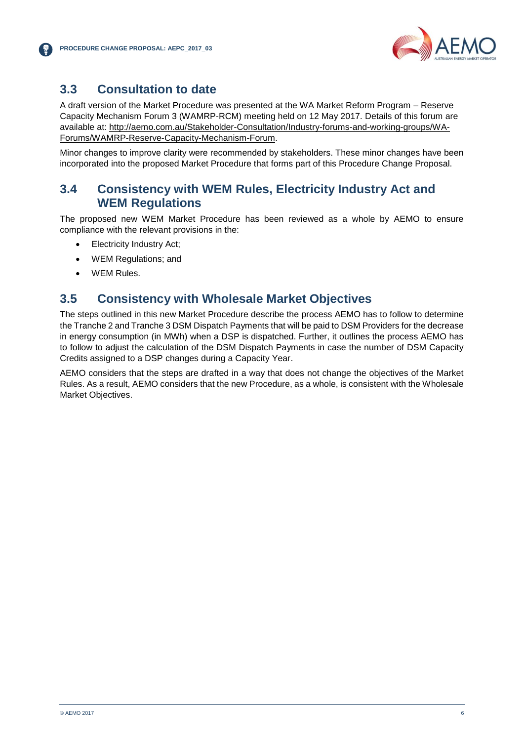## 3.3 Consultation to date

A draft version of the Market Procedure was presented at the WA Market Reform Program – Reserve Capacity Mechanism Forum 3 (WAMRP-RCM) meeting held on 12 May 2017. Details of this forum are available at: [http://aemo.com.au/Stakeholder-Consultation/Industry-forums-and-working-groups/WA-Forums/WAMRP-Reserve-Capacity-Mechanism-Forum](http://aemo.com.au/Stakeholder-Consultation/Industry-forums-and-working-groups/WA-Forums/WAMRP-Reserve-Capacity-Mechanism-Forum).

Minor changes to improve clarity were recommended by stakeholders. These minor changes have been incorporated into the proposed Market Procedure that forms part of this Procedure Change Proposal.

## 3.4 Consistency with WEM Rules, Electricity Industry Act and WEM Regulations

The proposed new WEM Market Procedure has been reviewed as a whole by AEMO to ensure compliance with the relevant provisions in the:

- Electricity Industry Act;
- WEM Regulations; and
- WEM Rules.

## 3.5 Consistency with Wholesale Market Objectives

The steps outlined in this new Market Procedure describe the process AEMO has to follow to determine the Tranche 2 and Tranche 3 DSM Dispatch Payments that will be paid to DSM Providers for the decrease in energy consumption (in MWh) when a DSP is dispatched. Further, it outlines the process AEMO has to follow to adjust the calculation of the DSM Dispatch Payments in case the number of DSM Capacity Credits assigned to a DSP changes during a Capacity Year.

AEMO considers that the steps are drafted in a way that does not change the objectives of the Market Rules. As a result, AEMO considers that the new Procedure, as a whole, is consistent with the Wholesale Market Objectives.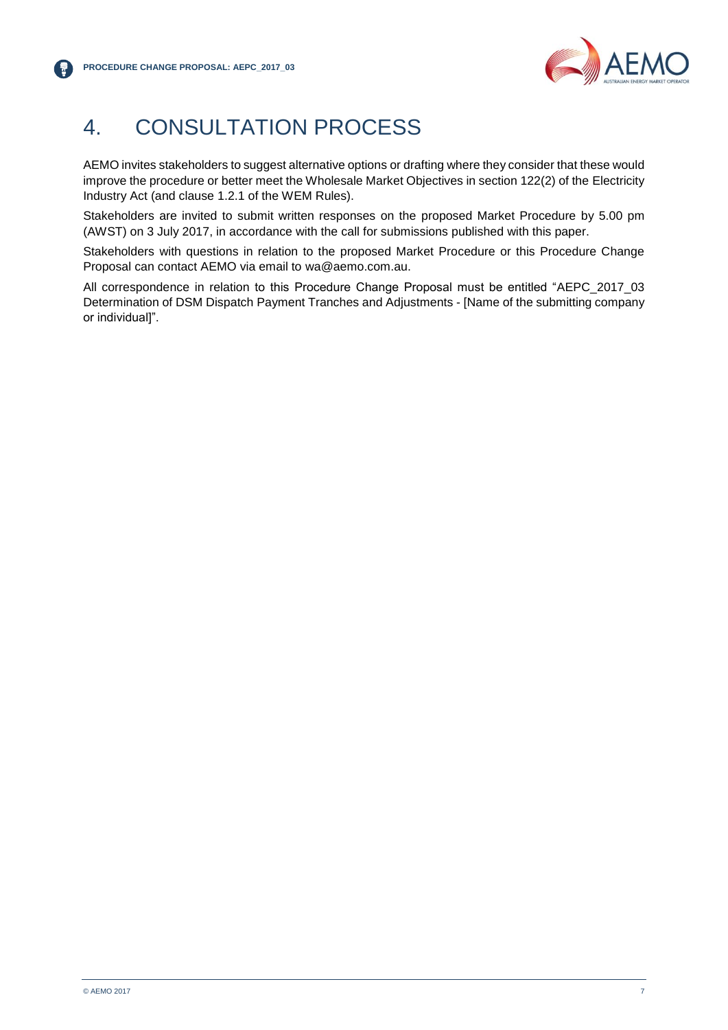# 4. CONSULTATION PROCESS

AEMO invites stakeholders to suggest alternative options or drafting where they consider that these would improve the procedure or better meet the Wholesale Market Objectives in section 122(2) of the Electricity Industry Act (and clause 1.2.1 of the WEM Rules).

Stakeholders are invited to submit written responses on the proposed Market Procedure by 5.00 pm (AWST) on 3 July 2017, in accordance with the call for submissions published with this paper.

Stakeholders with questions in relation to the proposed Market Procedure or this Procedure Change Proposal can contact AEMO via email to wa@aemo.com.au.

All correspondence in relation to this Procedure Change Proposal must be entitled "AEPC_2017_03 Determination of DSM Dispatch Payment Tranches and Adjustments - [Name of the submitting company or individual]".